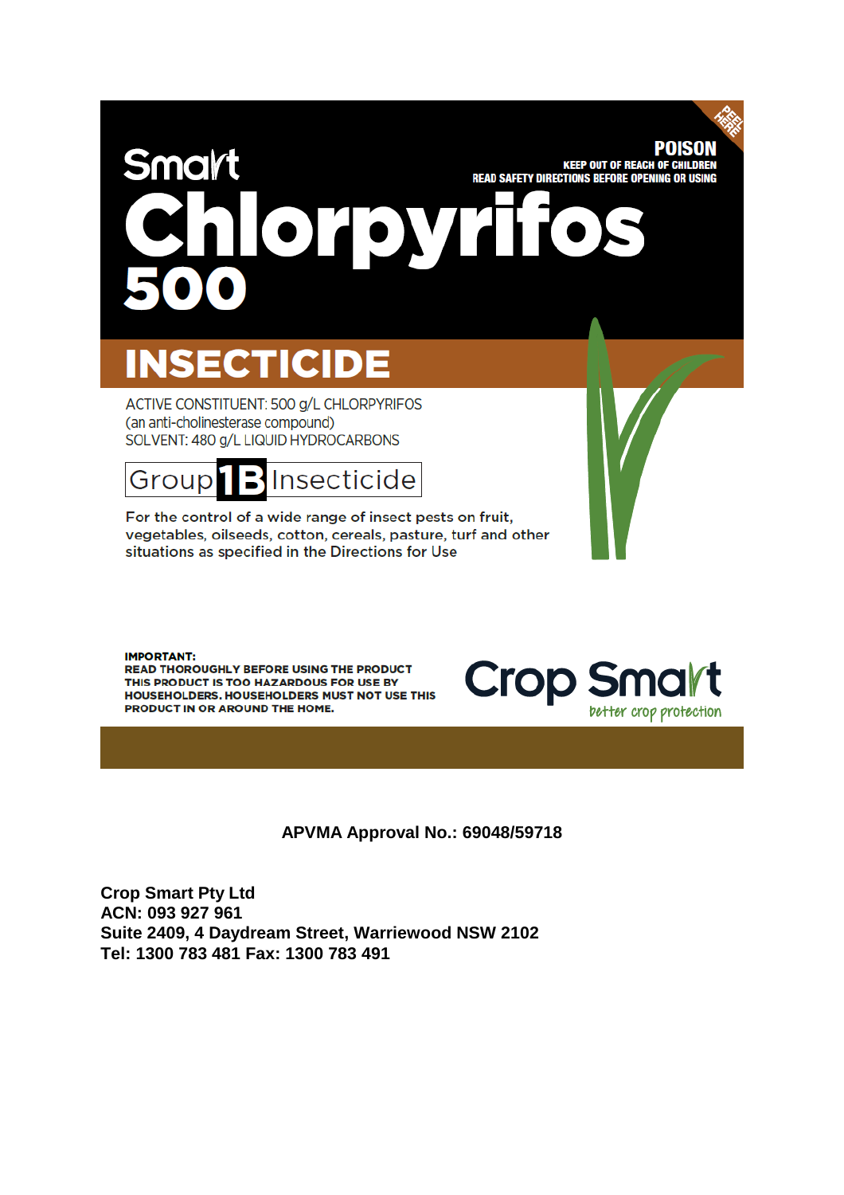PEEL HERE

**POISON**

**KEEP OUT OF REACH OF CHILDREN**

**READ SAFETY DIRECTIONS BEFORE OPENING OR USING**

# Smart Chlorpyrifos 500

## INSECTICIDE

ACTIVE CONSTITUENT: 500 g/L CHLORPYRIFOS
(an anti-cholinesterase compound)
SOLVENT: 480 g/L LIQUID HYDROCARBONS

**Group 1B Insecticide**

For the control of a wide range of insect pests on fruit, vegetables, oilseeds, cotton, cereals, pasture, turf and other situations as specified in the Directions for Use

**IMPORTANT:**
**READ THOROUGHLY BEFORE USING THE PRODUCT**
**THIS PRODUCT IS TOO HAZARDOUS FOR USE BY HOUSEHOLDERS. HOUSEHOLDERS MUST NOT USE THIS PRODUCT IN OR AROUND THE HOME.**

Crop Smart
better crop protection

**APVMA Approval No.: 69048/59718**

**Crop Smart Pty Ltd**
**ACN: 093 927 961**
**Suite 2409, 4 Daydream Street, Warriewood NSW 2102**
**Tel: 1300 783 481 Fax: 1300 783 491**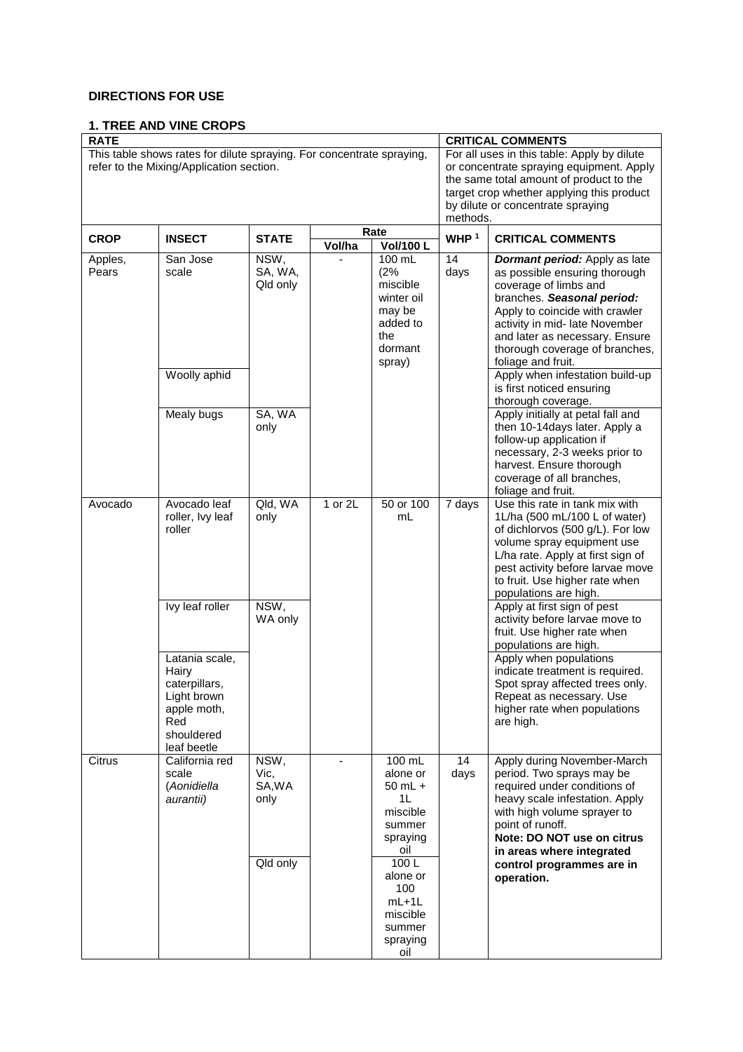## DIRECTIONS FOR USE

### 1. TREE AND VINE CROPS

| RATE | | | | | CRITICAL COMMENTS | |
|---|---|---|---|---|---|---|
| This table shows rates for dilute spraying. For concentrate spraying, refer to the Mixing/Application section. | | | | | For all uses in this table: Apply by dilute or concentrate spraying equipment. Apply the same total amount of product to the target crop whether applying this product by dilute or concentrate spraying methods. | |
| **CROP** | **INSECT** | **STATE** | **Rate** | | **WHP** [1] | **CRITICAL COMMENTS** |
| | | | **Vol/ha** | **Vol/100 L** | | |
| Apples, Pears | San Jose scale | NSW, SA, WA, Qld only | - | 100 mL (2% miscible winter oil may be added to the dormant spray) | 14 days | ***Dormant period:*** Apply as late as possible ensuring thorough coverage of limbs and branches. ***Seasonal period:*** Apply to coincide with crawler activity in mid- late November and later as necessary. Ensure thorough coverage of branches, foliage and fruit. |
| | Woolly aphid | | | | | Apply when infestation build-up is first noticed ensuring thorough coverage. |
| | Mealy bugs | SA, WA only | | | | Apply initially at petal fall and then 10-14days later. Apply a follow-up application if necessary, 2-3 weeks prior to harvest. Ensure thorough coverage of all branches, foliage and fruit. |
| Avocado | Avocado leaf roller, Ivy leaf roller | Qld, WA only | 1 or 2L | 50 or 100 mL | 7 days | Use this rate in tank mix with 1L/ha (500 mL/100 L of water) of dichlorvos (500 g/L). For low volume spray equipment use L/ha rate. Apply at first sign of pest activity before larvae move to fruit. Use higher rate when populations are high. |
| | Ivy leaf roller | NSW, WA only | | | | Apply at first sign of pest activity before larvae move to fruit. Use higher rate when populations are high. |
| | Latania scale, Hairy caterpillars, Light brown apple moth, Red shouldered leaf beetle | | | | | Apply when populations indicate treatment is required. Spot spray affected trees only. Repeat as necessary. Use higher rate when populations are high. |
| Citrus | California red scale (*Aonidiella aurantii*) | NSW, Vic, SA,WA only | - | 100 mL alone or 50 mL + 1L miscible summer spraying oil | 14 days | Apply during November-March period. Two sprays may be required under conditions of heavy scale infestation. Apply with high volume sprayer to point of runoff. **Note: DO NOT use on citrus in areas where integrated control programmes are in operation.** |
| | | Qld only | | 100 L alone or 100 mL+1L miscible summer spraying oil | | |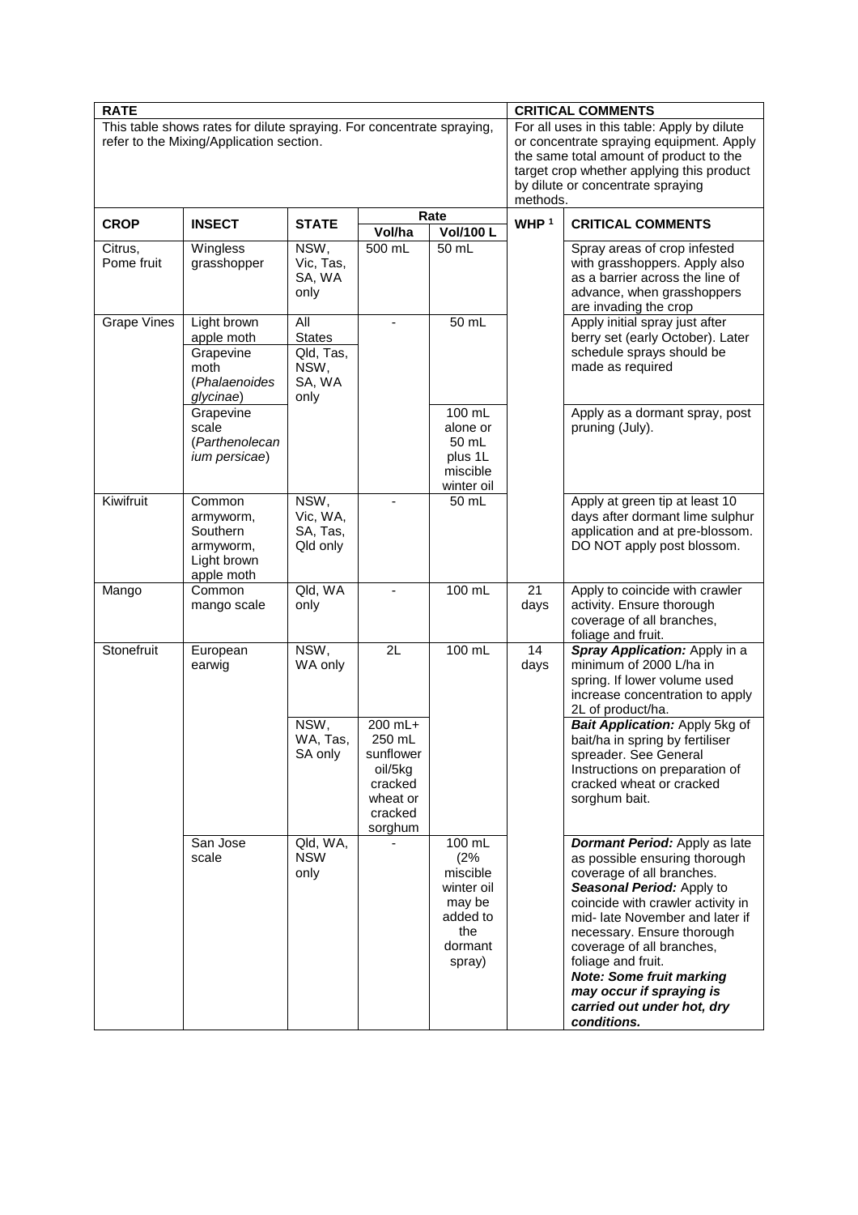| RATE | | | | | CRITICAL COMMENTS | |
|---|---|---|---|---|---|---|
| This table shows rates for dilute spraying. For concentrate spraying, refer to the Mixing/Application section. | | | | | For all uses in this table: Apply by dilute or concentrate spraying equipment. Apply the same total amount of product to the target crop whether applying this product by dilute or concentrate spraying methods. | |
| **CROP** | **INSECT** | **STATE** | **Rate** | | **WHP [1]** | **CRITICAL COMMENTS** |
| | | | **Vol/ha** | **Vol/100 L** | | |
| Citrus, Pome fruit | Wingless grasshopper | NSW, Vic, Tas, SA, WA only | 500 mL | 50 mL | | Spray areas of crop infested with grasshoppers. Apply also as a barrier across the line of advance, when grasshoppers are invading the crop |
| Grape Vines | Light brown apple moth | All States | - | 50 mL | | Apply initial spray just after berry set (early October). Later schedule sprays should be made as required |
| | Grapevine moth (*Phalaenoides glycinae*) | Qld, Tas, NSW, SA, WA only | | | | |
| | Grapevine scale (*Parthenolecanium persicae*) | | | 100 mL alone or 50 mL plus 1L miscible winter oil | | Apply as a dormant spray, post pruning (July). |
| Kiwifruit | Common armyworm, Southern armyworm, Light brown apple moth | NSW, Vic, WA, SA, Tas, Qld only | - | 50 mL | | Apply at green tip at least 10 days after dormant lime sulphur application and at pre-blossom. DO NOT apply post blossom. |
| Mango | Common mango scale | Qld, WA only | - | 100 mL | 21 days | Apply to coincide with crawler activity. Ensure thorough coverage of all branches, foliage and fruit. |
| Stonefruit | European earwig | NSW, WA only | 2L | 100 mL | 14 days | ***Spray Application:*** Apply in a minimum of 2000 L/ha in spring. If lower volume used increase concentration to apply 2L of product/ha. |
| | | NSW, WA, Tas, SA only | 200 mL+ 250 mL sunflower oil/5kg cracked wheat or cracked sorghum | | | ***Bait Application:*** Apply 5kg of bait/ha in spring by fertiliser spreader. See General Instructions on preparation of cracked wheat or cracked sorghum bait. |
| | San Jose scale | Qld, WA, NSW only | - | 100 mL (2% miscible winter oil may be added to the dormant spray) | | ***Dormant Period:*** Apply as late as possible ensuring thorough coverage of all branches. ***Seasonal Period:*** Apply to coincide with crawler activity in mid- late November and later if necessary. Ensure thorough coverage of all branches, foliage and fruit. ***Note: Some fruit marking may occur if spraying is carried out under hot, dry conditions.*** |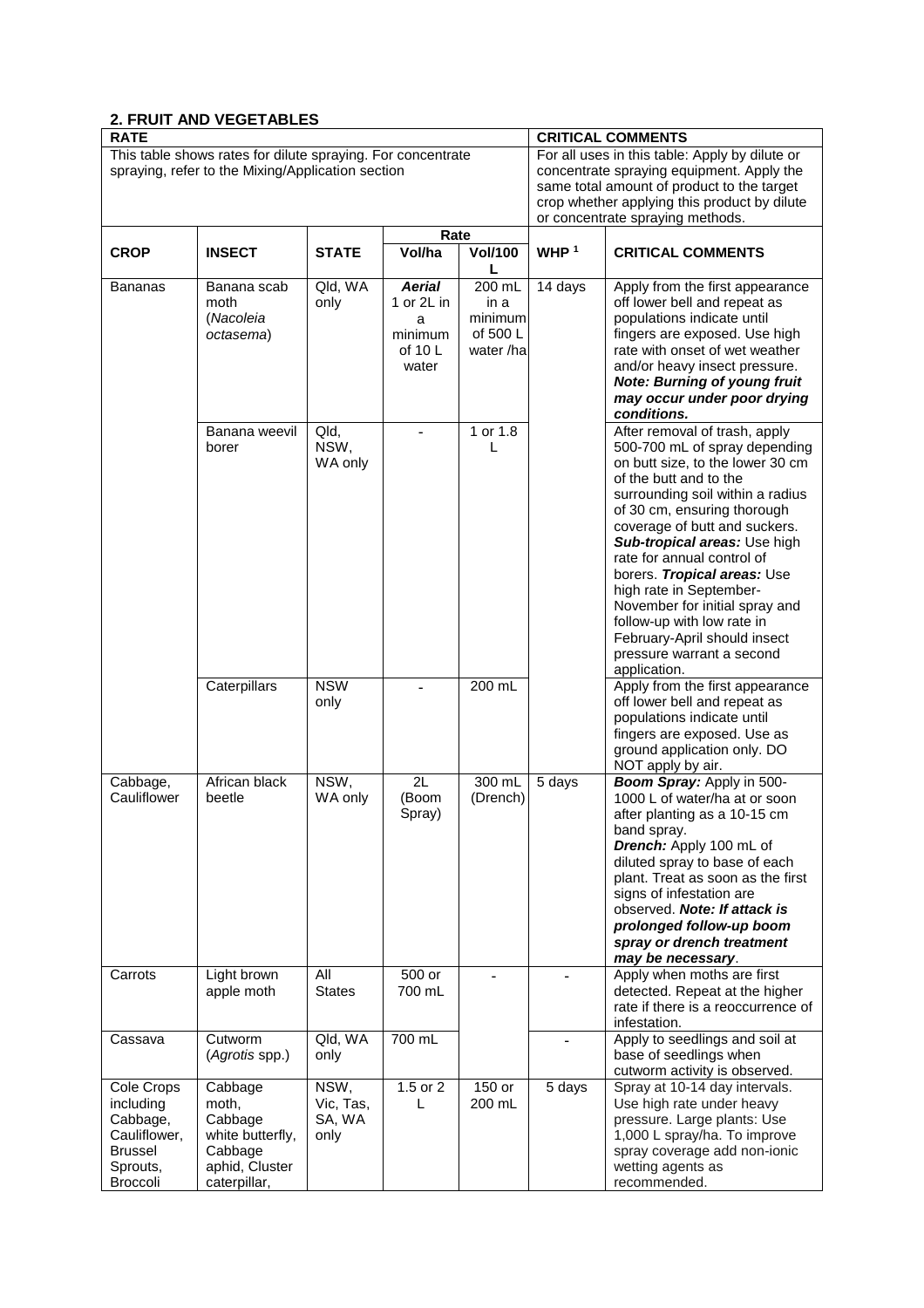### 2. FRUIT AND VEGETABLES

| RATE | | | | | CRITICAL COMMENTS | |
|---|---|---|---|---|---|---|
| This table shows rates for dilute spraying. For concentrate spraying, refer to the Mixing/Application section | | | | | For all uses in this table: Apply by dilute or concentrate spraying equipment. Apply the same total amount of product to the target crop whether applying this product by dilute or concentrate spraying methods. | |
| **CROP** | **INSECT** | **STATE** | **Rate** | | **WHP** [1] | **CRITICAL COMMENTS** |
| | | | **Vol/ha** | **Vol/100 L** | | |
| Bananas | Banana scab moth (*Nacoleia octasema*) | Qld, WA only | ***Aerial*** 1 or 2L in a minimum of 10 L water | 200 mL in a minimum of 500 L water /ha | 14 days | Apply from the first appearance off lower bell and repeat as populations indicate until fingers are exposed. Use high rate with onset of wet weather and/or heavy insect pressure. ***Note: Burning of young fruit may occur under poor drying conditions.*** |
| | Banana weevil borer | Qld, NSW, WA only | - | 1 or 1.8 L | | After removal of trash, apply 500-700 mL of spray depending on butt size, to the lower 30 cm of the butt and to the surrounding soil within a radius of 30 cm, ensuring thorough coverage of butt and suckers. ***Sub-tropical areas:*** Use high rate for annual control of borers. ***Tropical areas:*** Use high rate in September-November for initial spray and follow-up with low rate in February-April should insect pressure warrant a second application. |
| | Caterpillars | NSW only | - | 200 mL | | Apply from the first appearance off lower bell and repeat as populations indicate until fingers are exposed. Use as ground application only. DO NOT apply by air. |
| Cabbage, Cauliflower | African black beetle | NSW, WA only | 2L (Boom Spray) | 300 mL (Drench) | 5 days | ***Boom Spray:*** Apply in 500-1000 L of water/ha at or soon after planting as a 10-15 cm band spray. ***Drench:*** Apply 100 mL of diluted spray to base of each plant. Treat as soon as the first signs of infestation are observed. ***Note: If attack is prolonged follow-up boom spray or drench treatment may be necessary***. |
| Carrots | Light brown apple moth | All States | 500 or 700 mL | - | - | Apply when moths are first detected. Repeat at the higher rate if there is a reoccurrence of infestation. |
| Cassava | Cutworm (*Agrotis* spp.) | Qld, WA only | 700 mL | | - | Apply to seedlings and soil at base of seedlings when cutworm activity is observed. |
| Cole Crops including Cabbage, Cauliflower, Brussel Sprouts, Broccoli | Cabbage moth, Cabbage white butterfly, Cabbage aphid, Cluster caterpillar, | NSW, Vic, Tas, SA, WA only | 1.5 or 2 L | 150 or 200 mL | 5 days | Spray at 10-14 day intervals. Use high rate under heavy pressure. Large plants: Use 1,000 L spray/ha. To improve spray coverage add non-ionic wetting agents as recommended. |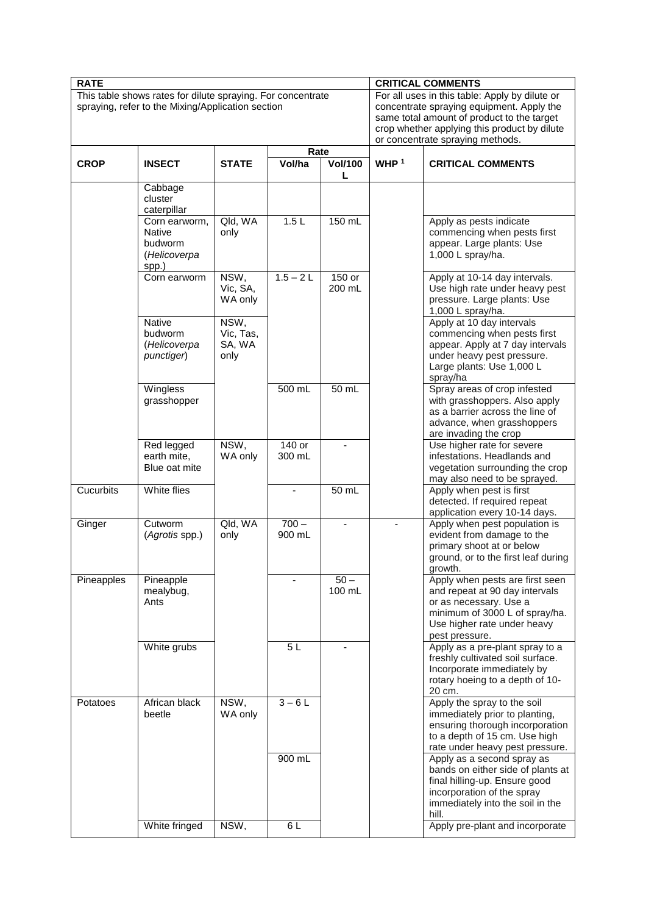| RATE | | | | | CRITICAL COMMENTS | |
|---|---|---|---|---|---|---|
| This table shows rates for dilute spraying. For concentrate spraying, refer to the Mixing/Application section | | | | | For all uses in this table: Apply by dilute or concentrate spraying equipment. Apply the same total amount of product to the target crop whether applying this product by dilute or concentrate spraying methods. | |
| **CROP** | **INSECT** | **STATE** | **Rate Vol/ha** | **Rate Vol/100 L** | **WHP [1]** | **CRITICAL COMMENTS** |
| | Cabbage cluster caterpillar | | | | | |
| | Corn earworm, Native budworm (*Helicoverpa* spp.) | Qld, WA only | 1.5 L | 150 mL | | Apply as pests indicate commencing when pests first appear. Large plants: Use 1,000 L spray/ha. |
| | Corn earworm | NSW, Vic, SA, WA only | 1.5 – 2 L | 150 or 200 mL | | Apply at 10-14 day intervals. Use high rate under heavy pest pressure. Large plants: Use 1,000 L spray/ha. |
| | Native budworm (*Helicoverpa punctiger*) | NSW, Vic, Tas, SA, WA only | | | | Apply at 10 day intervals commencing when pests first appear. Apply at 7 day intervals under heavy pest pressure. Large plants: Use 1,000 L spray/ha |
| | Wingless grasshopper | | 500 mL | 50 mL | | Spray areas of crop infested with grasshoppers. Also apply as a barrier across the line of advance, when grasshoppers are invading the crop |
| | Red legged earth mite, Blue oat mite | NSW, WA only | 140 or 300 mL | - | | Use higher rate for severe infestations. Headlands and vegetation surrounding the crop may also need to be sprayed. |
| Cucurbits | White flies | | - | 50 mL | | Apply when pest is first detected. If required repeat application every 10-14 days. |
| Ginger | Cutworm (*Agrotis* spp.) | Qld, WA only | 700 – 900 mL | - | - | Apply when pest population is evident from damage to the primary shoot at or below ground, or to the first leaf during growth. |
| Pineapples | Pineapple mealybug, Ants | | - | 50 – 100 mL | | Apply when pests are first seen and repeat at 90 day intervals or as necessary. Use a minimum of 3000 L of spray/ha. Use higher rate under heavy pest pressure. |
| | White grubs | | 5 L | - | | Apply as a pre-plant spray to a freshly cultivated soil surface. Incorporate immediately by rotary hoeing to a depth of 10-20 cm. |
| Potatoes | African black beetle | NSW, WA only | 3 – 6 L | | | Apply the spray to the soil immediately prior to planting, ensuring thorough incorporation to a depth of 15 cm. Use high rate under heavy pest pressure. |
| | | | 900 mL | | | Apply as a second spray as bands on either side of plants at final hilling-up. Ensure good incorporation of the spray immediately into the soil in the hill. |
| | White fringed | NSW, | 6 L | | | Apply pre-plant and incorporate |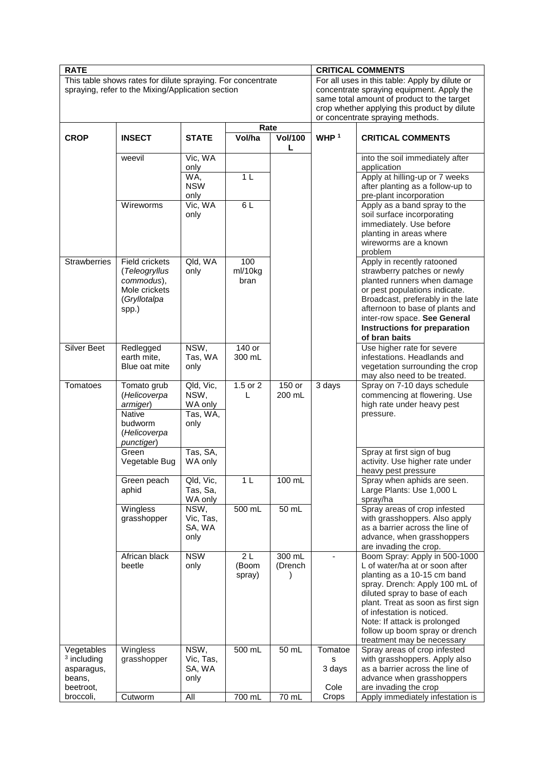| RATE | | | | | | CRITICAL COMMENTS |
|---|---|---|---|---|---|---|
| This table shows rates for dilute spraying. For concentrate spraying, refer to the Mixing/Application section | | | | | | For all uses in this table: Apply by dilute or concentrate spraying equipment. Apply the same total amount of product to the target crop whether applying this product by dilute or concentrate spraying methods. |
| **CROP** | **INSECT** | **STATE** | **Rate Vol/ha** | **Rate Vol/100 L** | **WHP** [1] | **CRITICAL COMMENTS** |
| | weevil | Vic, WA only | | | | into the soil immediately after application |
| | | WA, NSW only | 1 L | | | Apply at hilling-up or 7 weeks after planting as a follow-up to pre-plant incorporation |
| | Wireworms | Vic, WA only | 6 L | | | Apply as a band spray to the soil surface incorporating immediately. Use before planting in areas where wireworms are a known problem |
| Strawberries | Field crickets (*Teleogryllus commodus*), Mole crickets (*Gryllotalpa* spp.) | Qld, WA only | 100 ml/10kg bran | | | Apply in recently ratooned strawberry patches or newly planted runners when damage or pest populations indicate. Broadcast, preferably in the late afternoon to base of plants and inter-row space. **See General Instructions for preparation of bran baits** |
| Silver Beet | Redlegged earth mite, Blue oat mite | NSW, Tas, WA only | 140 or 300 mL | | | Use higher rate for severe infestations. Headlands and vegetation surrounding the crop may also need to be treated. |
| Tomatoes | Tomato grub (*Helicoverpa armiger*) | Qld, Vic, NSW, WA only | 1.5 or 2 L | 150 or 200 mL | 3 days | Spray on 7-10 days schedule commencing at flowering. Use high rate under heavy pest pressure. |
| | Native budworm (*Helicoverpa punctiger*) | Tas, WA, only | | | | |
| | Green Vegetable Bug | Tas, SA, WA only | | | | Spray at first sign of bug activity. Use higher rate under heavy pest pressure |
| | Green peach aphid | Qld, Vic, Tas, Sa, WA only | 1 L | 100 mL | | Spray when aphids are seen. Large Plants: Use 1,000 L spray/ha |
| | Wingless grasshopper | NSW, Vic, Tas, SA, WA only | 500 mL | 50 mL | | Spray areas of crop infested with grasshoppers. Also apply as a barrier across the line of advance, when grasshoppers are invading the crop. |
| | African black beetle | NSW only | 2 L (Boom spray) | 300 mL (Drench) | - | Boom Spray: Apply in 500-1000 L of water/ha at or soon after planting as a 10-15 cm band spray. Drench: Apply 100 mL of diluted spray to base of each plant. Treat as soon as first sign of infestation is noticed. Note: If attack is prolonged follow up boom spray or drench treatment may be necessary |
| Vegetables [3] including asparagus, beans, beetroot, broccoli, | Wingless grasshopper | NSW, Vic, Tas, SA, WA only | 500 mL | 50 mL | Tomatoes 3 days Cole Crops | Spray areas of crop infested with grasshoppers. Apply also as a barrier across the line of advance when grasshoppers are invading the crop |
| | Cutworm | All | 700 mL | 70 mL | | Apply immediately infestation is |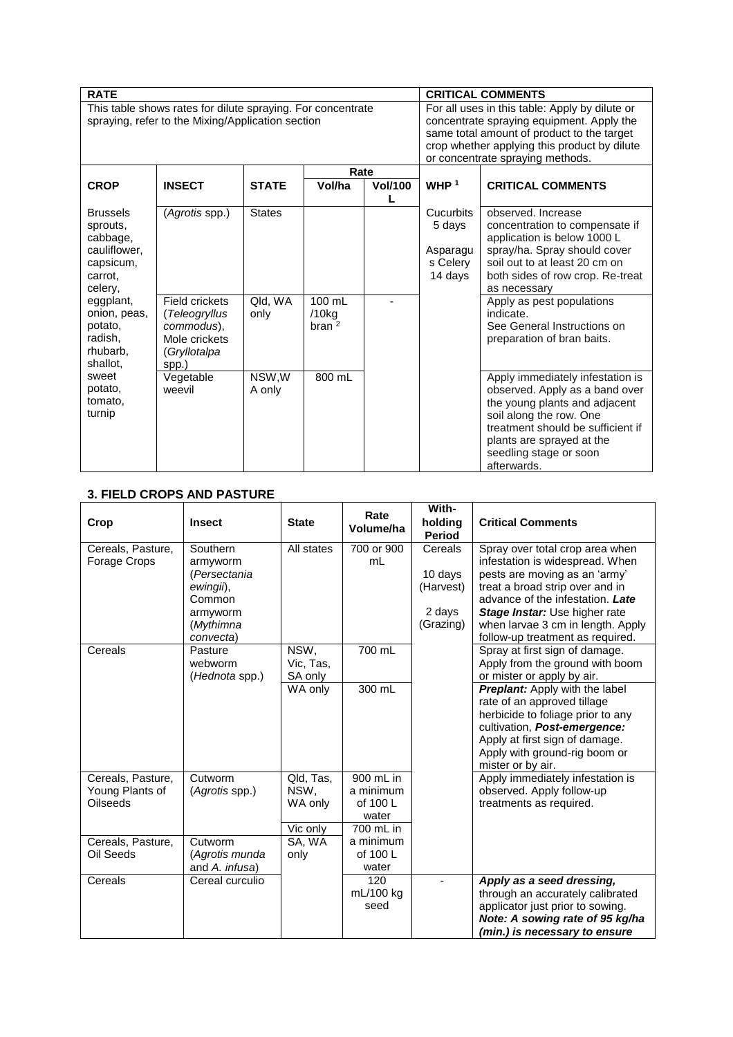| RATE | | | | | CRITICAL COMMENTS | |
|---|---|---|---|---|---|---|
| This table shows rates for dilute spraying. For concentrate spraying, refer to the Mixing/Application section | | | | | For all uses in this table: Apply by dilute or concentrate spraying equipment. Apply the same total amount of product to the target crop whether applying this product by dilute or concentrate spraying methods. | |
| | | | Rate | | | |
| **CROP** | **INSECT** | **STATE** | **Vol/ha** | **Vol/100 L** | **WHP** [1] | **CRITICAL COMMENTS** |
| Brussels sprouts, cabbage, cauliflower, capsicum, carrot, celery, eggplant, onion, peas, potato, radish, rhubarb, shallot, sweet potato, tomato, turnip | (*Agrotis* spp.) | States | | | Cucurbits 5 days Asparagus Celery 14 days | observed. Increase concentration to compensate if application is below 1000 L spray/ha. Spray should cover soil out to at least 20 cm on both sides of row crop. Re-treat as necessary |
| | Field crickets (*Teleogryllus commodus*), Mole crickets (*Gryllotalpa* spp.) | Qld, WA only | 100 mL /10kg bran [2] | - | | Apply as pest populations indicate. See General Instructions on preparation of bran baits. |
| | Vegetable weevil | NSW, WA only | 800 mL | | | Apply immediately infestation is observed. Apply as a band over the young plants and adjacent soil along the row. One treatment should be sufficient if plants are sprayed at the seedling stage or soon afterwards. |

### 3. FIELD CROPS AND PASTURE

| Crop | Insect | State | Rate Volume/ha | With-holding Period | Critical Comments |
|---|---|---|---|---|---|
| Cereals, Pasture, Forage Crops | Southern armyworm (*Persectania ewingii*), Common armyworm (*Mythimna convecta*) | All states | 700 or 900 mL | Cereals 10 days (Harvest) 2 days (Grazing) | Spray over total crop area when infestation is widespread. When pests are moving as an 'army' treat a broad strip over and in advance of the infestation. ***Late Stage Instar:*** Use higher rate when larvae 3 cm in length. Apply follow-up treatment as required. |
| Cereals | Pasture webworm (*Hednota* spp.) | NSW, Vic, Tas, SA only | 700 mL | | Spray at first sign of damage. Apply from the ground with boom or mister or apply by air. |
| | | WA only | 300 mL | | ***Preplant:*** Apply with the label rate of an approved tillage herbicide to foliage prior to any cultivation, ***Post-emergence:*** Apply at first sign of damage. Apply with ground-rig boom or mister or by air. |
| Cereals, Pasture, Young Plants of Oilseeds | Cutworm (*Agrotis* spp.) | Qld, Tas, NSW, WA only | 900 mL in a minimum of 100 L water | | Apply immediately infestation is observed. Apply follow-up treatments as required. |
| | | Vic only | 700 mL in a minimum of 100 L water | | |
| Cereals, Pasture, Oil Seeds | Cutworm (*Agrotis munda* and *A. infusa*) | SA, WA only | | | |
| Cereals | Cereal curculio | | 120 mL/100 kg seed | - | ***Apply as a seed dressing,*** through an accurately calibrated applicator just prior to sowing. ***Note: A sowing rate of 95 kg/ha (min.) is necessary to ensure*** |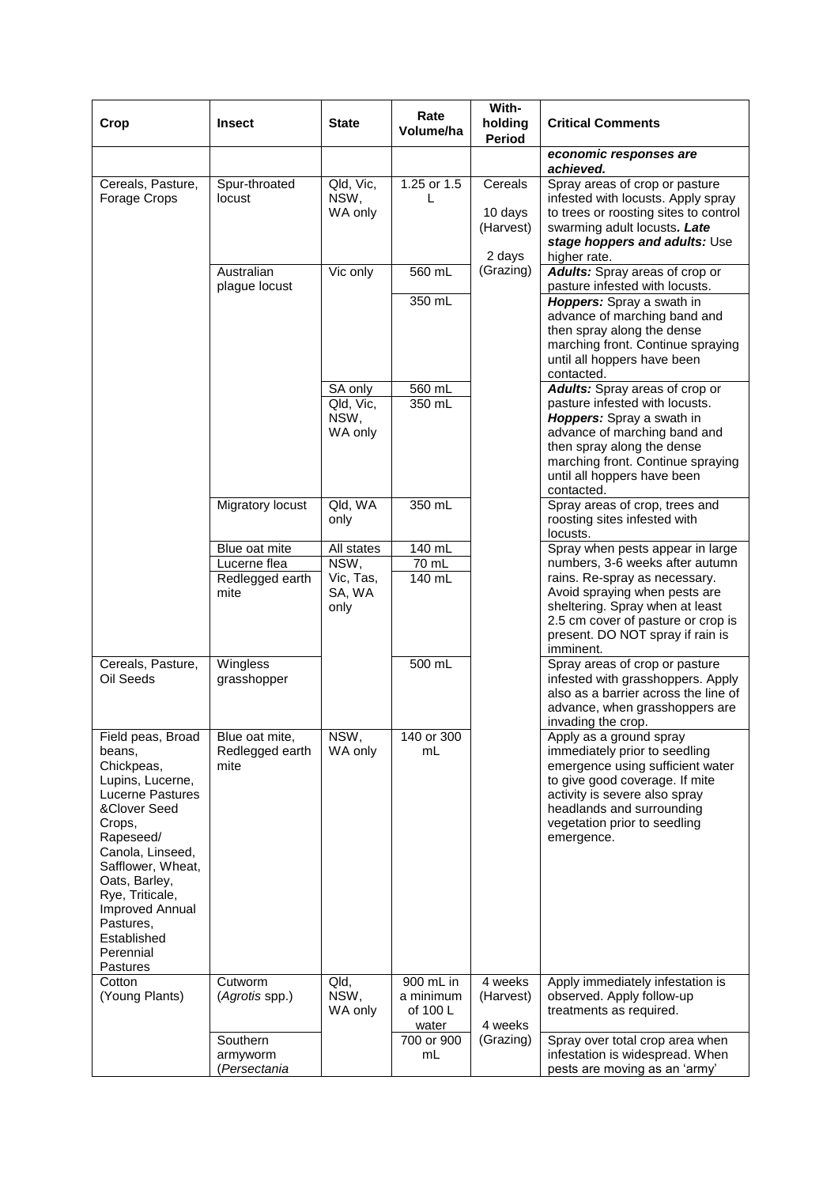| Crop | Insect | State | Rate Volume/ha | With-holding Period | Critical Comments |
|---|---|---|---|---|---|
| | | | | | ***economic responses are achieved.*** |
| Cereals, Pasture, Forage Crops | Spur-throated locust | Qld, Vic, NSW, WA only | 1.25 or 1.5 L | Cereals 10 days (Harvest) 2 days (Grazing) | Spray areas of crop or pasture infested with locusts. Apply spray to trees or roosting sites to control swarming adult locusts*. **Late stage hoppers and adults:*** Use higher rate. |
| | Australian plague locust | Vic only | 560 mL | | ***Adults:*** Spray areas of crop or pasture infested with locusts. |
| | | | 350 mL | | ***Hoppers:*** Spray a swath in advance of marching band and then spray along the dense marching front. Continue spraying until all hoppers have been contacted. |
| | | SA only | 560 mL | | ***Adults:*** Spray areas of crop or pasture infested with locusts. ***Hoppers:*** Spray a swath in advance of marching band and then spray along the dense marching front. Continue spraying until all hoppers have been contacted. |
| | | Qld, Vic, NSW, WA only | 350 mL | | |
| | Migratory locust | Qld, WA only | 350 mL | | Spray areas of crop, trees and roosting sites infested with locusts. |
| | Blue oat mite | All states | 140 mL | | Spray when pests appear in large numbers, 3-6 weeks after autumn rains. Re-spray as necessary. Avoid spraying when pests are sheltering. Spray when at least 2.5 cm cover of pasture or crop is present. DO NOT spray if rain is imminent. |
| | Lucerne flea | NSW, Vic, Tas, SA, WA only | 70 mL | | |
| | Redlegged earth mite | | 140 mL | | |
| Cereals, Pasture, Oil Seeds | Wingless grasshopper | | 500 mL | | Spray areas of crop or pasture infested with grasshoppers. Apply also as a barrier across the line of advance, when grasshoppers are invading the crop. |
| Field peas, Broad beans, Chickpeas, Lupins, Lucerne, Lucerne Pastures &Clover Seed Crops, Rapeseed/ Canola, Linseed, Safflower, Wheat, Oats, Barley, Rye, Triticale, Improved Annual Pastures, Established Perennial Pastures | Blue oat mite, Redlegged earth mite | NSW, WA only | 140 or 300 mL | | Apply as a ground spray immediately prior to seedling emergence using sufficient water to give good coverage. If mite activity is severe also spray headlands and surrounding vegetation prior to seedling emergence. |
| Cotton (Young Plants) | Cutworm (*Agrotis* spp.) | Qld, NSW, WA only | 900 mL in a minimum of 100 L water | 4 weeks (Harvest) 4 weeks (Grazing) | Apply immediately infestation is observed. Apply follow-up treatments as required. |
| | Southern armyworm (*Persectania* | | 700 or 900 mL | | Spray over total crop area when infestation is widespread. When pests are moving as an 'army' |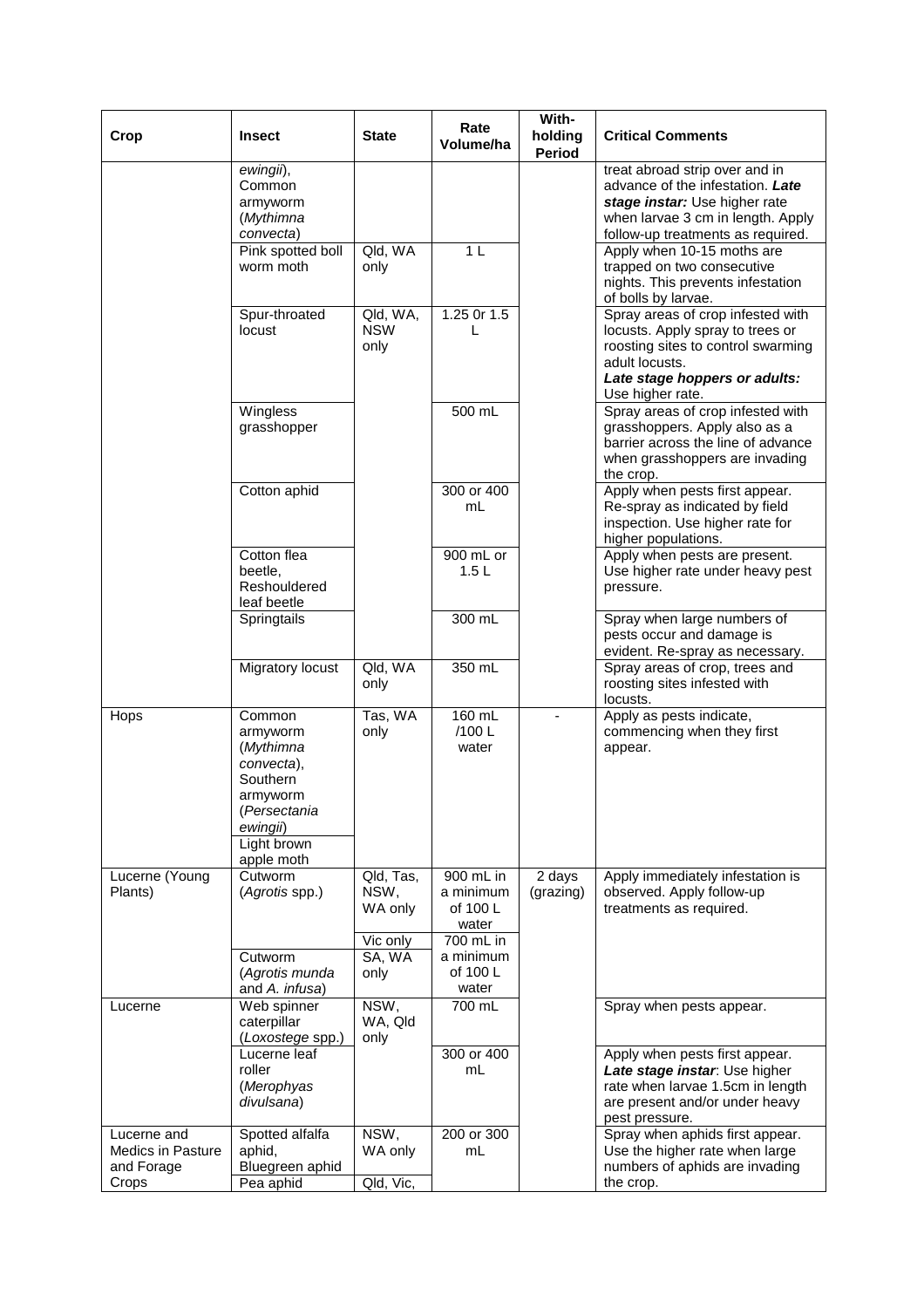| Crop | Insect | State | Rate Volume/ha | With-holding Period | Critical Comments |
|---|---|---|---|---|---|
| | *ewingii*), Common armyworm (*Mythimna convecta*) | | | | treat abroad strip over and in advance of the infestation. ***Late stage instar:*** Use higher rate when larvae 3 cm in length. Apply follow-up treatments as required. |
| | Pink spotted boll worm moth | Qld, WA only | 1 L | | Apply when 10-15 moths are trapped on two consecutive nights. This prevents infestation of bolls by larvae. |
| | Spur-throated locust | Qld, WA, NSW only | 1.25 0r 1.5 L | | Spray areas of crop infested with locusts. Apply spray to trees or roosting sites to control swarming adult locusts. ***Late stage hoppers or adults:*** Use higher rate. |
| | Wingless grasshopper | | 500 mL | | Spray areas of crop infested with grasshoppers. Apply also as a barrier across the line of advance when grasshoppers are invading the crop. |
| | Cotton aphid | | 300 or 400 mL | | Apply when pests first appear. Re-spray as indicated by field inspection. Use higher rate for higher populations. |
| | Cotton flea beetle, Reshouldered leaf beetle | | 900 mL or 1.5 L | | Apply when pests are present. Use higher rate under heavy pest pressure. |
| | Springtails | | 300 mL | | Spray when large numbers of pests occur and damage is evident. Re-spray as necessary. |
| | Migratory locust | Qld, WA only | 350 mL | | Spray areas of crop, trees and roosting sites infested with locusts. |
| Hops | Common armyworm (*Mythimna convecta*), Southern armyworm (*Persectania ewingii*) Light brown apple moth | Tas, WA only | 160 mL /100 L water | - | Apply as pests indicate, commencing when they first appear. |
| Lucerne (Young Plants) | Cutworm (*Agrotis* spp.) | Qld, Tas, NSW, WA only | 900 mL in a minimum of 100 L water | 2 days (grazing) | Apply immediately infestation is observed. Apply follow-up treatments as required. |
| | | Vic only | 700 mL in a minimum of 100 L water | | |
| | Cutworm (*Agrotis munda* and *A. infusa*) | SA, WA only | | | |
| Lucerne | Web spinner caterpillar (*Loxostege* spp.) | NSW, WA, Qld only | 700 mL | | Spray when pests appear. |
| | Lucerne leaf roller (*Merophyas divulsana*) | | 300 or 400 mL | | Apply when pests first appear. ***Late stage instar***: Use higher rate when larvae 1.5cm in length are present and/or under heavy pest pressure. |
| Lucerne and Medics in Pasture and Forage Crops | Spotted alfalfa aphid, Bluegreen aphid | NSW, WA only | 200 or 300 mL | | Spray when aphids first appear. Use the higher rate when large numbers of aphids are invading the crop. |
| | Pea aphid | Qld, Vic, | | | |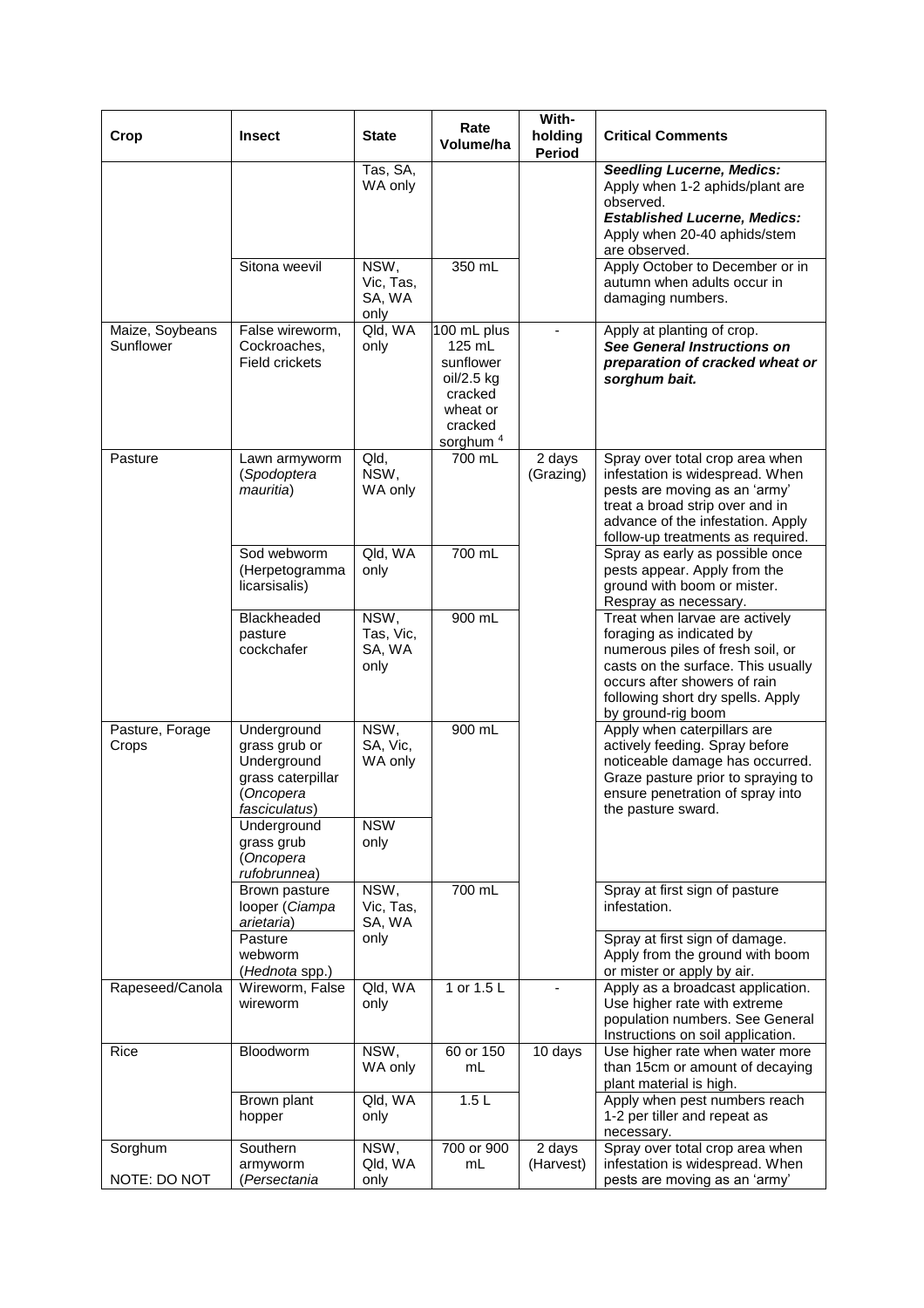| Crop | Insect | State | Rate Volume/ha | With-holding Period | Critical Comments |
|---|---|---|---|---|---|
| | | Tas, SA, WA only | | | ***Seedling Lucerne, Medics:*** Apply when 1-2 aphids/plant are observed. ***Established Lucerne, Medics:*** Apply when 20-40 aphids/stem are observed. |
| | Sitona weevil | NSW, Vic, Tas, SA, WA only | 350 mL | | Apply October to December or in autumn when adults occur in damaging numbers. |
| Maize, Soybeans Sunflower | False wireworm, Cockroaches, Field crickets | Qld, WA only | 100 mL plus 125 mL sunflower oil/2.5 kg cracked wheat or cracked sorghum [4] | - | Apply at planting of crop. ***See General Instructions on preparation of cracked wheat or sorghum bait.*** |
| Pasture | Lawn armyworm (*Spodoptera mauritia*) | Qld, NSW, WA only | 700 mL | 2 days (Grazing) | Spray over total crop area when infestation is widespread. When pests are moving as an 'army' treat a broad strip over and in advance of the infestation. Apply follow-up treatments as required. |
| | Sod webworm (Herpetogramma licarsisalis) | Qld, WA only | 700 mL | | Spray as early as possible once pests appear. Apply from the ground with boom or mister. Respray as necessary. |
| | Blackheaded pasture cockchafer | NSW, Tas, Vic, SA, WA only | 900 mL | | Treat when larvae are actively foraging as indicated by numerous piles of fresh soil, or casts on the surface. This usually occurs after showers of rain following short dry spells. Apply by ground-rig boom |
| Pasture, Forage Crops | Underground grass grub or Underground grass caterpillar (*Oncopera fasciculatus*) | NSW, SA, Vic, WA only | 900 mL | | Apply when caterpillars are actively feeding. Spray before noticeable damage has occurred. Graze pasture prior to spraying to ensure penetration of spray into the pasture sward. |
| | Underground grass grub (*Oncopera rufobrunnea*) | NSW only | | | |
| | Brown pasture looper (*Ciampa arietaria*) | NSW, Vic, Tas, SA, WA only | 700 mL | | Spray at first sign of pasture infestation. |
| | Pasture webworm (*Hednota* spp.) | | | | Spray at first sign of damage. Apply from the ground with boom or mister or apply by air. |
| Rapeseed/Canola | Wireworm, False wireworm | Qld, WA only | 1 or 1.5 L | - | Apply as a broadcast application. Use higher rate with extreme population numbers. See General Instructions on soil application. |
| Rice | Bloodworm | NSW, WA only | 60 or 150 mL | 10 days | Use higher rate when water more than 15cm or amount of decaying plant material is high. |
| | Brown plant hopper | Qld, WA only | 1.5 L | | Apply when pest numbers reach 1-2 per tiller and repeat as necessary. |
| Sorghum<br>NOTE: DO NOT | Southern armyworm (*Persectania* | NSW, Qld, WA only | 700 or 900 mL | 2 days (Harvest) | Spray over total crop area when infestation is widespread. When pests are moving as an 'army' |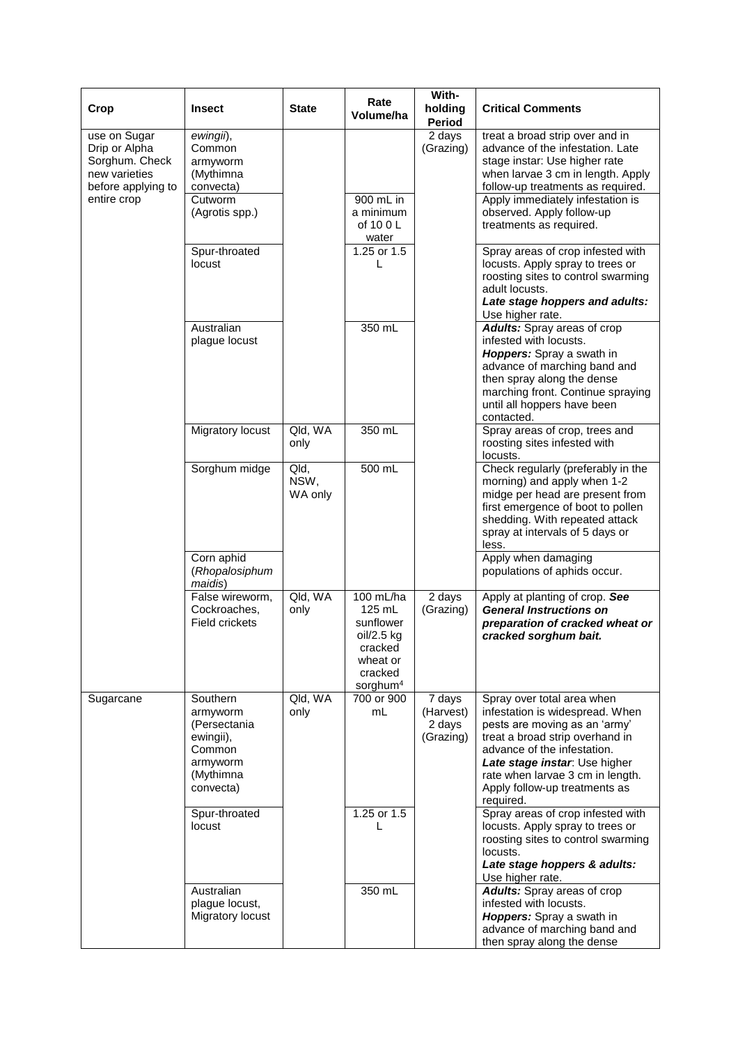| Crop | Insect | State | Rate Volume/ha | With-holding Period | Critical Comments |
|---|---|---|---|---|---|
| use on Sugar Drip or Alpha Sorghum. Check new varieties before applying to entire crop | ewingii), Common armyworm (Mythimna convecta) | | | 2 days (Grazing) | treat a broad strip over and in advance of the infestation. Late stage instar: Use higher rate when larvae 3 cm in length. Apply follow-up treatments as required. |
| | Cutworm (Agrotis spp.) | | 900 mL in a minimum of 10 0 L water | | Apply immediately infestation is observed. Apply follow-up treatments as required. |
| | Spur-throated locust | | 1.25 or 1.5 L | | Spray areas of crop infested with locusts. Apply spray to trees or roosting sites to control swarming adult locusts. ***Late stage hoppers and adults:*** Use higher rate. |
| | Australian plague locust | | 350 mL | | ***Adults:*** Spray areas of crop infested with locusts. ***Hoppers:*** Spray a swath in advance of marching band and then spray along the dense marching front. Continue spraying until all hoppers have been contacted. |
| | Migratory locust | Qld, WA only | 350 mL | | Spray areas of crop, trees and roosting sites infested with locusts. |
| | Sorghum midge | Qld, NSW, WA only | 500 mL | | Check regularly (preferably in the morning) and apply when 1-2 midge per head are present from first emergence of boot to pollen shedding. With repeated attack spray at intervals of 5 days or less. |
| | Corn aphid (*Rhopalosiphum maidis*) | | | | Apply when damaging populations of aphids occur. |
| | False wireworm, Cockroaches, Field crickets | Qld, WA only | 100 mL/ha 125 mL sunflower oil/2.5 kg cracked wheat or cracked sorghum[4] | 2 days (Grazing) | Apply at planting of crop. ***See General Instructions on preparation of cracked wheat or cracked sorghum bait.*** |
| Sugarcane | Southern armyworm (Persectania ewingii), Common armyworm (Mythimna convecta) | Qld, WA only | 700 or 900 mL | 7 days (Harvest) 2 days (Grazing) | Spray over total area when infestation is widespread. When pests are moving as an 'army' treat a broad strip overhand in advance of the infestation. ***Late stage instar***: Use higher rate when larvae 3 cm in length. Apply follow-up treatments as required. |
| | Spur-throated locust | | 1.25 or 1.5 L | | Spray areas of crop infested with locusts. Apply spray to trees or roosting sites to control swarming locusts. ***Late stage hoppers & adults:*** Use higher rate. |
| | Australian plague locust, Migratory locust | | 350 mL | | ***Adults:*** Spray areas of crop infested with locusts. ***Hoppers:*** Spray a swath in advance of marching band and then spray along the dense |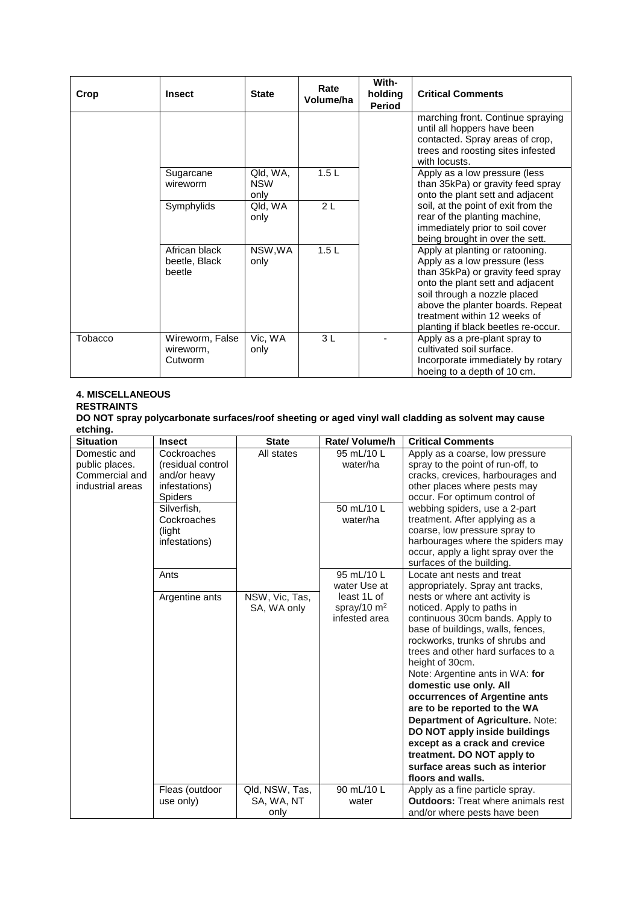| Crop | Insect | State | Rate Volume/ha | With-holding Period | Critical Comments |
|---|---|---|---|---|---|
| | | | | | marching front. Continue spraying until all hoppers have been contacted. Spray areas of crop, trees and roosting sites infested with locusts. |
| | Sugarcane wireworm | Qld, WA, NSW only | 1.5 L | | Apply as a low pressure (less than 35kPa) or gravity feed spray onto the plant sett and adjacent soil, at the point of exit from the rear of the planting machine, immediately prior to soil cover being brought in over the sett. |
| | Symphylids | Qld, WA only | 2 L | | |
| | African black beetle, Black beetle | NSW,WA only | 1.5 L | | Apply at planting or ratooning. Apply as a low pressure (less than 35kPa) or gravity feed spray onto the plant sett and adjacent soil through a nozzle placed above the planter boards. Repeat treatment within 12 weeks of planting if black beetles re-occur. |
| Tobacco | Wireworm, False wireworm, Cutworm | Vic, WA only | 3 L | - | Apply as a pre-plant spray to cultivated soil surface. Incorporate immediately by rotary hoeing to a depth of 10 cm. |

**4. MISCELLANEOUS**

**RESTRAINTS**

**DO NOT spray polycarbonate surfaces/roof sheeting or aged vinyl wall cladding as solvent may cause etching.**

| Situation | Insect | State | Rate/ Volume/h | Critical Comments |
|---|---|---|---|---|
| Domestic and public places. Commercial and industrial areas | Cockroaches (residual control and/or heavy infestations) Spiders | All states | 95 mL/10 L water/ha | Apply as a coarse, low pressure spray to the point of run-off, to cracks, crevices, harbourages and other places where pests may occur. For optimum control of webbing spiders, use a 2-part treatment. After applying as a coarse, low pressure spray to harbourages where the spiders may occur, apply a light spray over the surfaces of the building. |
| | Silverfish, Cockroaches (light infestations) | | 50 mL/10 L water/ha | |
| | Ants | | 95 mL/10 L water Use at least 1L of spray/10 m² infested area | Locate ant nests and treat appropriately. Spray ant tracks, nests or where ant activity is noticed. Apply to paths in continuous 30cm bands. Apply to base of buildings, walls, fences, rockworks, trunks of shrubs and trees and other hard surfaces to a height of 30cm. Note: Argentine ants in WA: **for domestic use only. All occurrences of Argentine ants are to be reported to the WA Department of Agriculture.** Note: **DO NOT apply inside buildings except as a crack and crevice treatment. DO NOT apply to surface areas such as interior floors and walls.** |
| | Argentine ants | NSW, Vic, Tas, SA, WA only | | |
| | Fleas (outdoor use only) | Qld, NSW, Tas, SA, WA, NT only | 90 mL/10 L water | Apply as a fine particle spray. **Outdoors:** Treat where animals rest and/or where pests have been |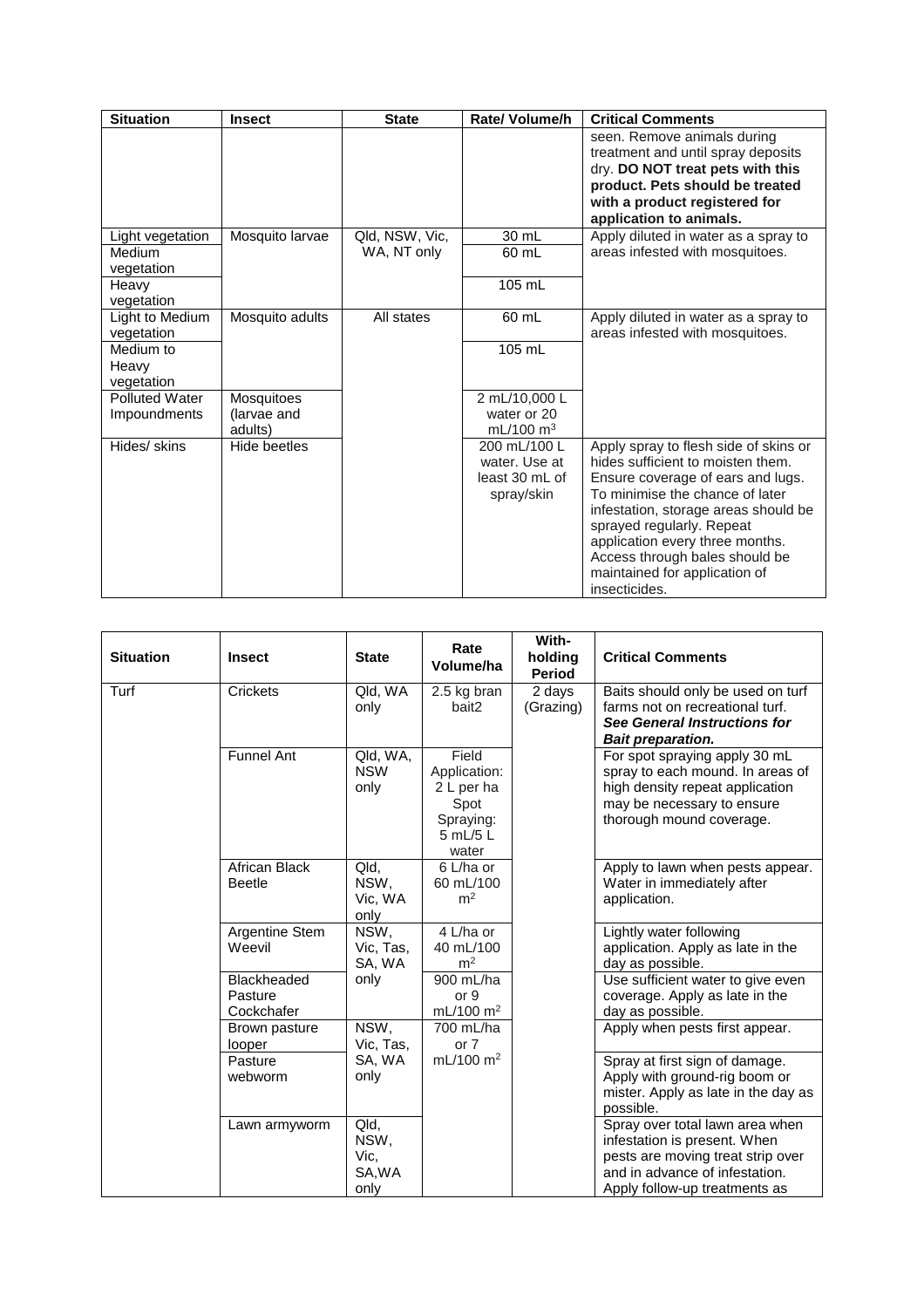| Situation | Insect | State | Rate/ Volume/h | Critical Comments |
|---|---|---|---|---|
| | | | | seen. Remove animals during treatment and until spray deposits dry. **DO NOT treat pets with this product. Pets should be treated with a product registered for application to animals.** |
| Light vegetation | Mosquito larvae | Qld, NSW, Vic, WA, NT only | 30 mL | Apply diluted in water as a spray to areas infested with mosquitoes. |
| Medium vegetation | | | 60 mL | |
| Heavy vegetation | | | 105 mL | |
| Light to Medium vegetation | Mosquito adults | All states | 60 mL | Apply diluted in water as a spray to areas infested with mosquitoes. |
| Medium to Heavy vegetation | | | 105 mL | |
| Polluted Water Impoundments | Mosquitoes (larvae and adults) | | 2 mL/10,000 L water or 20 mL/100 $m^3$ | |
| Hides/ skins | Hide beetles | | 200 mL/100 L water. Use at least 30 mL of spray/skin | Apply spray to flesh side of skins or hides sufficient to moisten them. Ensure coverage of ears and lugs. To minimise the chance of later infestation, storage areas should be sprayed regularly. Repeat application every three months. Access through bales should be maintained for application of insecticides. |

| Situation | Insect | State | Rate Volume/ha | With-holding Period | Critical Comments |
|---|---|---|---|---|---|
| Turf | Crickets | Qld, WA only | 2.5 kg bran bait2 | 2 days (Grazing) | Baits should only be used on turf farms not on recreational turf. ***See General Instructions for Bait preparation.*** |
| | Funnel Ant | Qld, WA, NSW only | Field Application: 2 L per ha Spot Spraying: 5 mL/5 L water | | For spot spraying apply 30 mL spray to each mound. In areas of high density repeat application may be necessary to ensure thorough mound coverage. |
| | African Black Beetle | Qld, NSW, Vic, WA only | 6 L/ha or 60 mL/100 $m^2$ | | Apply to lawn when pests appear. Water in immediately after application. |
| | Argentine Stem Weevil | NSW, Vic, Tas, SA, WA only | 4 L/ha or 40 mL/100 $m^2$ | | Lightly water following application. Apply as late in the day as possible. |
| | Blackheaded Pasture Cockchafer | | 900 mL/ha or 9 mL/100 $m^2$ | | Use sufficient water to give even coverage. Apply as late in the day as possible. |
| | Brown pasture looper | NSW, Vic, Tas, SA, WA only | 700 mL/ha or 7 mL/100 $m^2$ | | Apply when pests first appear. |
| | Pasture webworm | | | | Spray at first sign of damage. Apply with ground-rig boom or mister. Apply as late in the day as possible. |
| | Lawn armyworm | Qld, NSW, Vic, SA,WA only | | | Spray over total lawn area when infestation is present. When pests are moving treat strip over and in advance of infestation. Apply follow-up treatments as |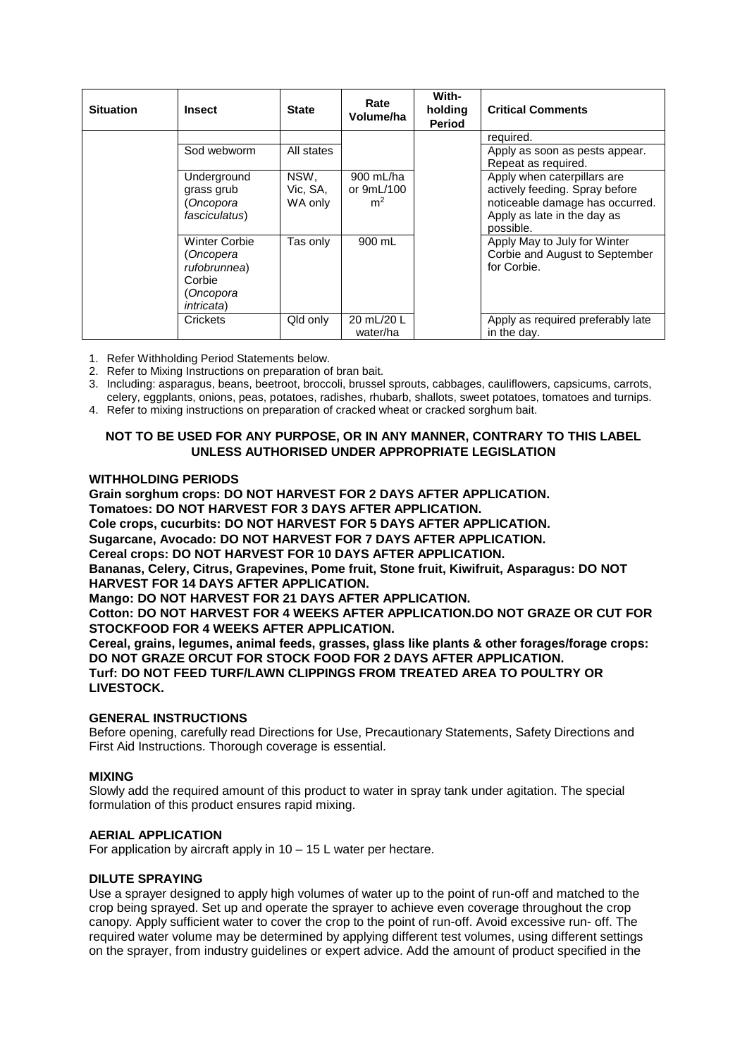| Situation | Insect | State | Rate Volume/ha | With-holding Period | Critical Comments |
|---|---|---|---|---|---|
| | | | | | required. |
| | Sod webworm | All states | | | Apply as soon as pests appear. Repeat as required. |
| | Underground grass grub (*Oncopora fasciculatus*) | NSW, Vic, SA, WA only | 900 mL/ha or 9mL/100 m$^2$ | | Apply when caterpillars are actively feeding. Spray before noticeable damage has occurred. Apply as late in the day as possible. |
| | Winter Corbie (*Oncopera rufobrunnea*) Corbie (*Oncopora intricata*) | Tas only | 900 mL | | Apply May to July for Winter Corbie and August to September for Corbie. |
| | Crickets | Qld only | 20 mL/20 L water/ha | | Apply as required preferably late in the day. |

1. Refer Withholding Period Statements below.
2. Refer to Mixing Instructions on preparation of bran bait.
3. Including: asparagus, beans, beetroot, broccoli, brussel sprouts, cabbages, cauliflowers, capsicums, carrots, celery, eggplants, onions, peas, potatoes, radishes, rhubarb, shallots, sweet potatoes, tomatoes and turnips.
4. Refer to mixing instructions on preparation of cracked wheat or cracked sorghum bait.

**NOT TO BE USED FOR ANY PURPOSE, OR IN ANY MANNER, CONTRARY TO THIS LABEL UNLESS AUTHORISED UNDER APPROPRIATE LEGISLATION**

**WITHHOLDING PERIODS**

**Grain sorghum crops: DO NOT HARVEST FOR 2 DAYS AFTER APPLICATION.**
**Tomatoes: DO NOT HARVEST FOR 3 DAYS AFTER APPLICATION.**
**Cole crops, cucurbits: DO NOT HARVEST FOR 5 DAYS AFTER APPLICATION.**
**Sugarcane, Avocado: DO NOT HARVEST FOR 7 DAYS AFTER APPLICATION.**
**Cereal crops: DO NOT HARVEST FOR 10 DAYS AFTER APPLICATION.**
**Bananas, Celery, Citrus, Grapevines, Pome fruit, Stone fruit, Kiwifruit, Asparagus: DO NOT HARVEST FOR 14 DAYS AFTER APPLICATION.**
**Mango: DO NOT HARVEST FOR 21 DAYS AFTER APPLICATION.**
**Cotton: DO NOT HARVEST FOR 4 WEEKS AFTER APPLICATION.DO NOT GRAZE OR CUT FOR STOCKFOOD FOR 4 WEEKS AFTER APPLICATION.**
**Cereal, grains, legumes, animal feeds, grasses, glass like plants & other forages/forage crops: DO NOT GRAZE ORCUT FOR STOCK FOOD FOR 2 DAYS AFTER APPLICATION.**
**Turf: DO NOT FEED TURF/LAWN CLIPPINGS FROM TREATED AREA TO POULTRY OR LIVESTOCK.**

**GENERAL INSTRUCTIONS**

Before opening, carefully read Directions for Use, Precautionary Statements, Safety Directions and First Aid Instructions. Thorough coverage is essential.

**MIXING**

Slowly add the required amount of this product to water in spray tank under agitation. The special formulation of this product ensures rapid mixing.

**AERIAL APPLICATION**

For application by aircraft apply in 10 – 15 L water per hectare.

**DILUTE SPRAYING**

Use a sprayer designed to apply high volumes of water up to the point of run-off and matched to the crop being sprayed. Set up and operate the sprayer to achieve even coverage throughout the crop canopy. Apply sufficient water to cover the crop to the point of run-off. Avoid excessive run- off. The required water volume may be determined by applying different test volumes, using different settings on the sprayer, from industry guidelines or expert advice. Add the amount of product specified in the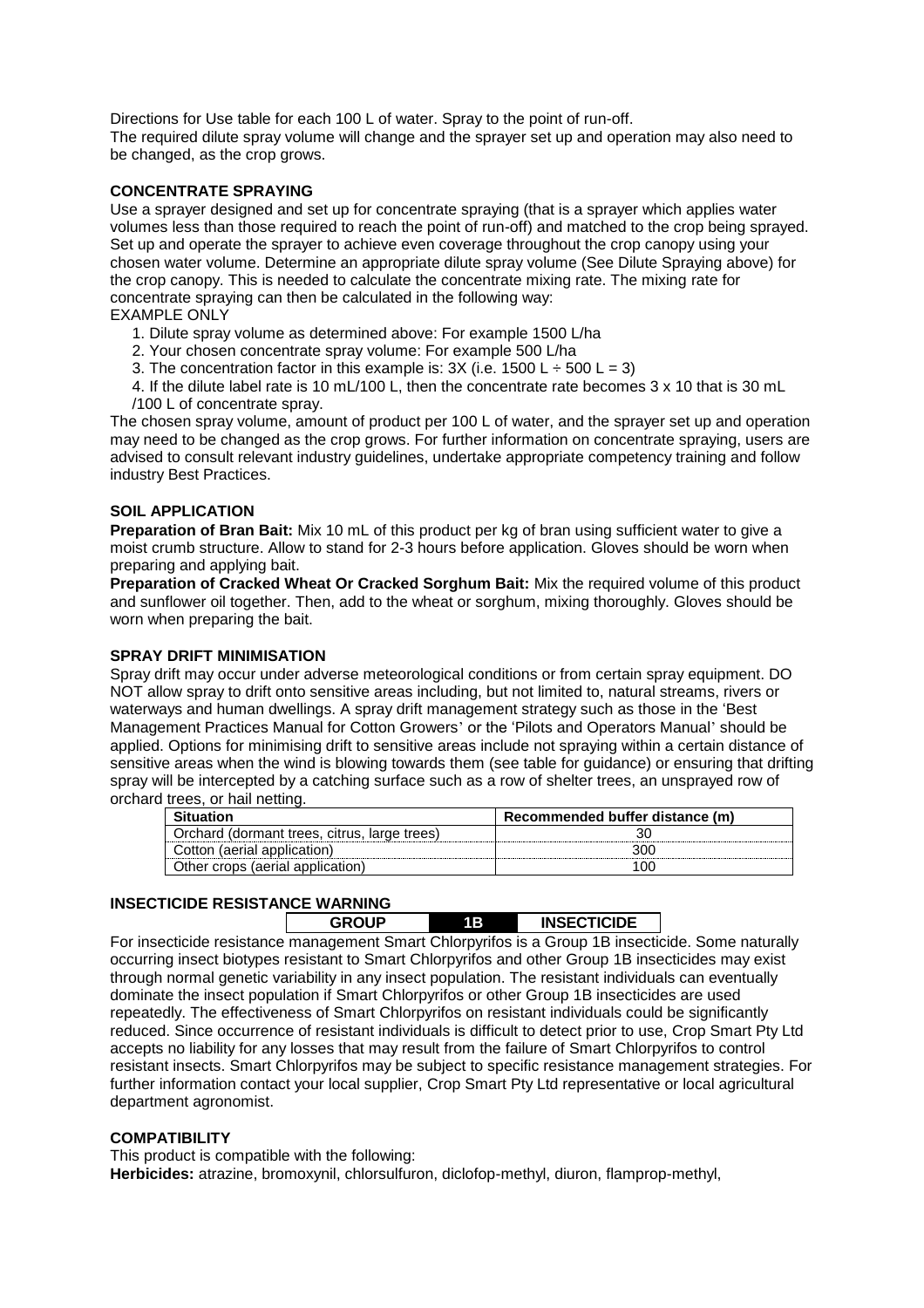Directions for Use table for each 100 L of water. Spray to the point of run-off.
The required dilute spray volume will change and the sprayer set up and operation may also need to be changed, as the crop grows.

**CONCENTRATE SPRAYING**

Use a sprayer designed and set up for concentrate spraying (that is a sprayer which applies water volumes less than those required to reach the point of run-off) and matched to the crop being sprayed. Set up and operate the sprayer to achieve even coverage throughout the crop canopy using your chosen water volume. Determine an appropriate dilute spray volume (See Dilute Spraying above) for the crop canopy. This is needed to calculate the concentrate mixing rate. The mixing rate for concentrate spraying can then be calculated in the following way:
EXAMPLE ONLY

1. Dilute spray volume as determined above: For example 1500 L/ha
2. Your chosen concentrate spray volume: For example 500 L/ha
3. The concentration factor in this example is: 3X (i.e. 1500 L ÷ 500 L = 3)
4. If the dilute label rate is 10 mL/100 L, then the concentrate rate becomes 3 x 10 that is 30 mL /100 L of concentrate spray.

The chosen spray volume, amount of product per 100 L of water, and the sprayer set up and operation may need to be changed as the crop grows. For further information on concentrate spraying, users are advised to consult relevant industry guidelines, undertake appropriate competency training and follow industry Best Practices.

**SOIL APPLICATION**

**Preparation of Bran Bait:** Mix 10 mL of this product per kg of bran using sufficient water to give a moist crumb structure. Allow to stand for 2-3 hours before application. Gloves should be worn when preparing and applying bait.

**Preparation of Cracked Wheat Or Cracked Sorghum Bait:** Mix the required volume of this product and sunflower oil together. Then, add to the wheat or sorghum, mixing thoroughly. Gloves should be worn when preparing the bait.

**SPRAY DRIFT MINIMISATION**

Spray drift may occur under adverse meteorological conditions or from certain spray equipment. DO NOT allow spray to drift onto sensitive areas including, but not limited to, natural streams, rivers or waterways and human dwellings. A spray drift management strategy such as those in the 'Best Management Practices Manual for Cotton Growers' or the 'Pilots and Operators Manual' should be applied. Options for minimising drift to sensitive areas include not spraying within a certain distance of sensitive areas when the wind is blowing towards them (see table for guidance) or ensuring that drifting spray will be intercepted by a catching surface such as a row of shelter trees, an unsprayed row of orchard trees, or hail netting.

| Situation | Recommended buffer distance (m) |
|---|---|
| Orchard (dormant trees, citrus, large trees) | 30 |
| Cotton (aerial application) | 300 |
| Other crops (aerial application) | 100 |

**INSECTICIDE RESISTANCE WARNING**

| GROUP | 1B | INSECTICIDE |
|---|---|---|

For insecticide resistance management Smart Chlorpyrifos is a Group 1B insecticide. Some naturally occurring insect biotypes resistant to Smart Chlorpyrifos and other Group 1B insecticides may exist through normal genetic variability in any insect population. The resistant individuals can eventually dominate the insect population if Smart Chlorpyrifos or other Group 1B insecticides are used repeatedly. The effectiveness of Smart Chlorpyrifos on resistant individuals could be significantly reduced. Since occurrence of resistant individuals is difficult to detect prior to use, Crop Smart Pty Ltd accepts no liability for any losses that may result from the failure of Smart Chlorpyrifos to control resistant insects. Smart Chlorpyrifos may be subject to specific resistance management strategies. For further information contact your local supplier, Crop Smart Pty Ltd representative or local agricultural department agronomist.

**COMPATIBILITY**

This product is compatible with the following:
**Herbicides:** atrazine, bromoxynil, chlorsulfuron, diclofop-methyl, diuron, flamprop-methyl,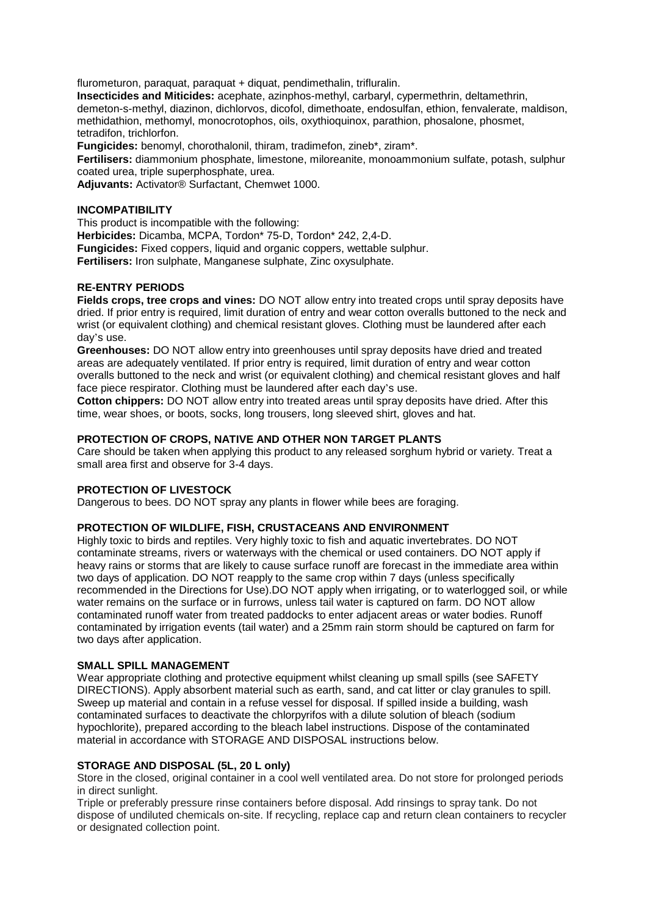flurometuron, paraquat, paraquat + diquat, pendimethalin, trifluralin.

**Insecticides and Miticides:** acephate, azinphos-methyl, carbaryl, cypermethrin, deltamethrin, demeton-s-methyl, diazinon, dichlorvos, dicofol, dimethoate, endosulfan, ethion, fenvalerate, maldison, methidathion, methomyl, monocrotophos, oils, oxythioquinox, parathion, phosalone, phosmet, tetradifon, trichlorfon.

**Fungicides:** benomyl, chorothalonil, thiram, tradimefon, zineb*, ziram*.

**Fertilisers:** diammonium phosphate, limestone, miloreanite, monoammonium sulfate, potash, sulphur coated urea, triple superphosphate, urea.

**Adjuvants:** Activator® Surfactant, Chemwet 1000.

## INCOMPATIBILITY

This product is incompatible with the following:

**Herbicides:** Dicamba, MCPA, Tordon* 75-D, Tordon* 242, 2,4-D.

**Fungicides:** Fixed coppers, liquid and organic coppers, wettable sulphur.

**Fertilisers:** Iron sulphate, Manganese sulphate, Zinc oxysulphate.

## RE-ENTRY PERIODS

**Fields crops, tree crops and vines:** DO NOT allow entry into treated crops until spray deposits have dried. If prior entry is required, limit duration of entry and wear cotton overalls buttoned to the neck and wrist (or equivalent clothing) and chemical resistant gloves. Clothing must be laundered after each day's use.

**Greenhouses:** DO NOT allow entry into greenhouses until spray deposits have dried and treated areas are adequately ventilated. If prior entry is required, limit duration of entry and wear cotton overalls buttoned to the neck and wrist (or equivalent clothing) and chemical resistant gloves and half face piece respirator. Clothing must be laundered after each day's use.

**Cotton chippers:** DO NOT allow entry into treated areas until spray deposits have dried. After this time, wear shoes, or boots, socks, long trousers, long sleeved shirt, gloves and hat.

## PROTECTION OF CROPS, NATIVE AND OTHER NON TARGET PLANTS

Care should be taken when applying this product to any released sorghum hybrid or variety. Treat a small area first and observe for 3-4 days.

## PROTECTION OF LIVESTOCK

Dangerous to bees. DO NOT spray any plants in flower while bees are foraging.

## PROTECTION OF WILDLIFE, FISH, CRUSTACEANS AND ENVIRONMENT

Highly toxic to birds and reptiles. Very highly toxic to fish and aquatic invertebrates. DO NOT contaminate streams, rivers or waterways with the chemical or used containers. DO NOT apply if heavy rains or storms that are likely to cause surface runoff are forecast in the immediate area within two days of application. DO NOT reapply to the same crop within 7 days (unless specifically recommended in the Directions for Use).DO NOT apply when irrigating, or to waterlogged soil, or while water remains on the surface or in furrows, unless tail water is captured on farm. DO NOT allow contaminated runoff water from treated paddocks to enter adjacent areas or water bodies. Runoff contaminated by irrigation events (tail water) and a 25mm rain storm should be captured on farm for two days after application.

## SMALL SPILL MANAGEMENT

Wear appropriate clothing and protective equipment whilst cleaning up small spills (see SAFETY DIRECTIONS). Apply absorbent material such as earth, sand, and cat litter or clay granules to spill. Sweep up material and contain in a refuse vessel for disposal. If spilled inside a building, wash contaminated surfaces to deactivate the chlorpyrifos with a dilute solution of bleach (sodium hypochlorite), prepared according to the bleach label instructions. Dispose of the contaminated material in accordance with STORAGE AND DISPOSAL instructions below.

## STORAGE AND DISPOSAL (5L, 20 L only)

Store in the closed, original container in a cool well ventilated area. Do not store for prolonged periods in direct sunlight.

Triple or preferably pressure rinse containers before disposal. Add rinsings to spray tank. Do not dispose of undiluted chemicals on-site. If recycling, replace cap and return clean containers to recycler or designated collection point.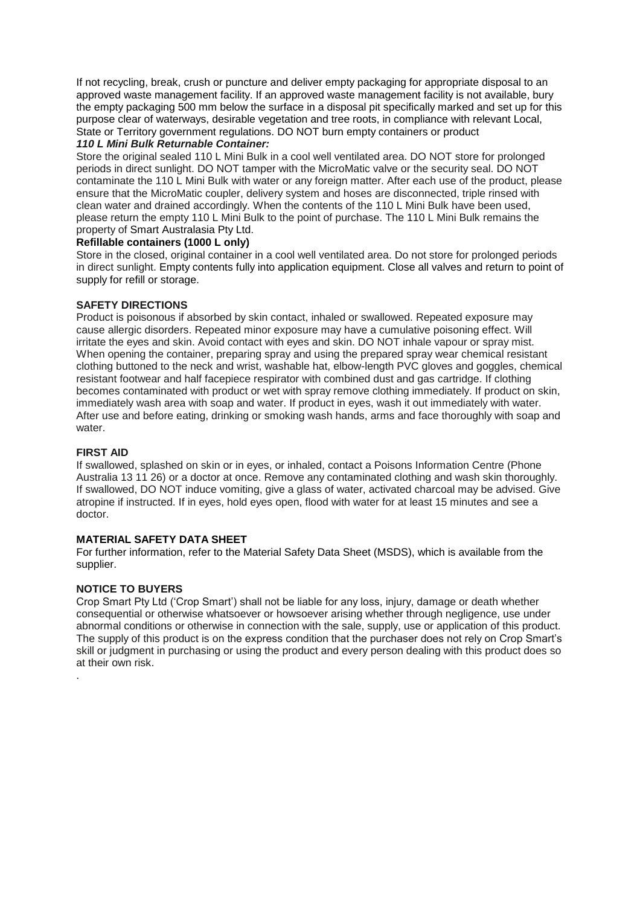If not recycling, break, crush or puncture and deliver empty packaging for appropriate disposal to an approved waste management facility. If an approved waste management facility is not available, bury the empty packaging 500 mm below the surface in a disposal pit specifically marked and set up for this purpose clear of waterways, desirable vegetation and tree roots, in compliance with relevant Local, State or Territory government regulations. DO NOT burn empty containers or product

***110 L Mini Bulk Returnable Container:***

Store the original sealed 110 L Mini Bulk in a cool well ventilated area. DO NOT store for prolonged periods in direct sunlight. DO NOT tamper with the MicroMatic valve or the security seal. DO NOT contaminate the 110 L Mini Bulk with water or any foreign matter. After each use of the product, please ensure that the MicroMatic coupler, delivery system and hoses are disconnected, triple rinsed with clean water and drained accordingly. When the contents of the 110 L Mini Bulk have been used, please return the empty 110 L Mini Bulk to the point of purchase. The 110 L Mini Bulk remains the property of Smart Australasia Pty Ltd.

**Refillable containers (1000 L only)**

Store in the closed, original container in a cool well ventilated area. Do not store for prolonged periods in direct sunlight. Empty contents fully into application equipment. Close all valves and return to point of supply for refill or storage.

**SAFETY DIRECTIONS**

Product is poisonous if absorbed by skin contact, inhaled or swallowed. Repeated exposure may cause allergic disorders. Repeated minor exposure may have a cumulative poisoning effect. Will irritate the eyes and skin. Avoid contact with eyes and skin. DO NOT inhale vapour or spray mist. When opening the container, preparing spray and using the prepared spray wear chemical resistant clothing buttoned to the neck and wrist, washable hat, elbow-length PVC gloves and goggles, chemical resistant footwear and half facepiece respirator with combined dust and gas cartridge. If clothing becomes contaminated with product or wet with spray remove clothing immediately. If product on skin, immediately wash area with soap and water. If product in eyes, wash it out immediately with water. After use and before eating, drinking or smoking wash hands, arms and face thoroughly with soap and water.

**FIRST AID**

If swallowed, splashed on skin or in eyes, or inhaled, contact a Poisons Information Centre (Phone Australia 13 11 26) or a doctor at once. Remove any contaminated clothing and wash skin thoroughly. If swallowed, DO NOT induce vomiting, give a glass of water, activated charcoal may be advised. Give atropine if instructed. If in eyes, hold eyes open, flood with water for at least 15 minutes and see a doctor.

**MATERIAL SAFETY DATA SHEET**

For further information, refer to the Material Safety Data Sheet (MSDS), which is available from the supplier.

**NOTICE TO BUYERS**

Crop Smart Pty Ltd ('Crop Smart') shall not be liable for any loss, injury, damage or death whether consequential or otherwise whatsoever or howsoever arising whether through negligence, use under abnormal conditions or otherwise in connection with the sale, supply, use or application of this product. The supply of this product is on the express condition that the purchaser does not rely on Crop Smart's skill or judgment in purchasing or using the product and every person dealing with this product does so at their own risk.

.